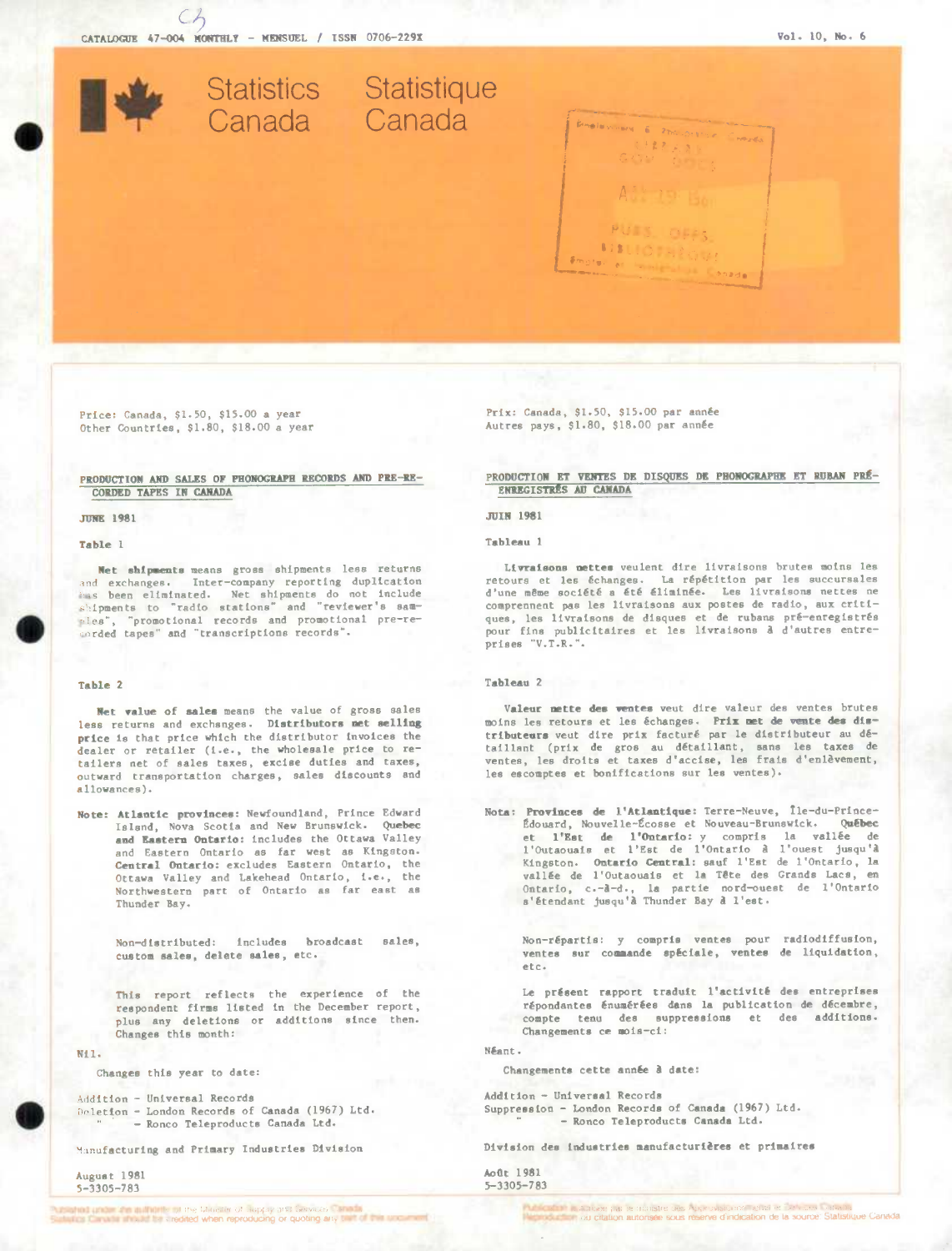CATALOGUE 47-004 MONTHLY - MENSUEL / ISSN 0706-229X

Vol. 10, No. 6

Statistics Canada Statistique Canada

Price: Canada, $1.50, $15.00 a year
Other Countries, $1.80, $18.00 a year

## PRODUCTION AND SALES OF PHONOGRAPH RECORDS AND PRE-RECORDED TAPES IN CANADA

**JUNE 1981**

### Table 1

**Net shipments** means gross shipments less returns and exchanges. Inter-company reporting duplication has been eliminated. Net shipments do not include shipments to "radio stations" and "reviewer's samples", "promotional records and promotional pre-recorded tapes" and "transcriptions records".

### Table 2

**Net value of sales** means the value of gross sales less returns and exchanges. **Distributors net selling price** is that price which the distributor invoices the dealer or retailer (i.e., the wholesale price to retailers net of sales taxes, excise duties and taxes, outward transportation charges, sales discounts and allowances).

**Note: Atlantic provinces:** Newfoundland, Prince Edward Island, Nova Scotia and New Brunswick. **Quebec and Eastern Ontario:** includes the Ottawa Valley and Eastern Ontario as far west as Kingston. **Central Ontario:** excludes Eastern Ontario, the Ottawa Valley and Lakehead Ontario, i.e., the Northwestern part of Ontario as far east as Thunder Bay.

Non-distributed: includes broadcast sales, custom sales, delete sales, etc.

This report reflects the experience of the respondent firms listed in the December report, plus any deletions or additions since then. Changes this month:

Nil.

Changes this year to date:

Addition - Universal Records
Deletion - London Records of Canada (1967) Ltd.
" - Ronco Teleproducts Canada Ltd.

Manufacturing and Primary Industries Division

August 1981
5-3305-783

Prix: Canada, $1.50, $15.00 par année
Autres pays, $1.80, $18.00 par année

## PRODUCTION ET VENTES DE DISQUES DE PHONOGRAPHE ET RUBAN PRÉ-ENREGISTRÉS AU CANADA

**JUIN 1981**

### Tableau 1

**Livraisons nettes** veulent dire livraisons brutes moins les retours et les échanges. La répétition par les succursales d'une même société a été éliminée. Les livraisons nettes ne comprennent pas les livraisons aux postes de radio, aux critiques, les livraisons de disques et de rubans pré-enregistrés pour fins publicitaires et les livraisons à d'autres entreprises "V.T.R.".

### Tableau 2

**Valeur nette des ventes** veut dire valeur des ventes brutes moins les retours et les échanges. **Prix net de vente des distributeurs** veut dire prix facturé par le distributeur au détaillant (prix de gros au détaillant, sans les taxes de ventes, les droits et taxes d'accise, les frais d'enlèvement, les escomptes et bonifications sur les ventes).

**Nota: Provinces de l'Atlantique:** Terre-Neuve, Île-du-Prince-Édouard, Nouvelle-Écosse et Nouveau-Brunswick. **Québec et l'Est de l'Ontario:** y compris la vallée de l'Outaouais et l'Est de l'Ontario à l'ouest jusqu'à Kingston. **Ontario Central:** sauf l'Est de l'Ontario, la vallée de l'Outaouais et la Tête des Grands Lacs, en Ontario, c.-à-d., la partie nord-ouest de l'Ontario s'étendant jusqu'à Thunder Bay à l'est.

Non-répartis: y compris ventes pour radiodiffusion, ventes sur commande spéciale, ventes de liquidation, etc.

Le présent rapport traduit l'activité des entreprises répondantes énumérées dans la publication de décembre, compte tenu des suppressions et des additions. Changements ce mois-ci:

Néant.

Changements cette année à date:

Addition - Universal Records
Suppression - London Records of Canada (1967) Ltd.
" - Ronco Teleproducts Canada Ltd.

Division des industries manufacturières et primaires

Août 1981
5-3305-783

Published under the authority of the Minister of Supply and Services Canada
Statistics Canada should be credited when reproducing or quoting any part of this document

Publication autorisée par le ministre des Approvisionnements et Services Canada
Reproduction ou citation autorisée sous réserve d'indication de la source: Statistique Canada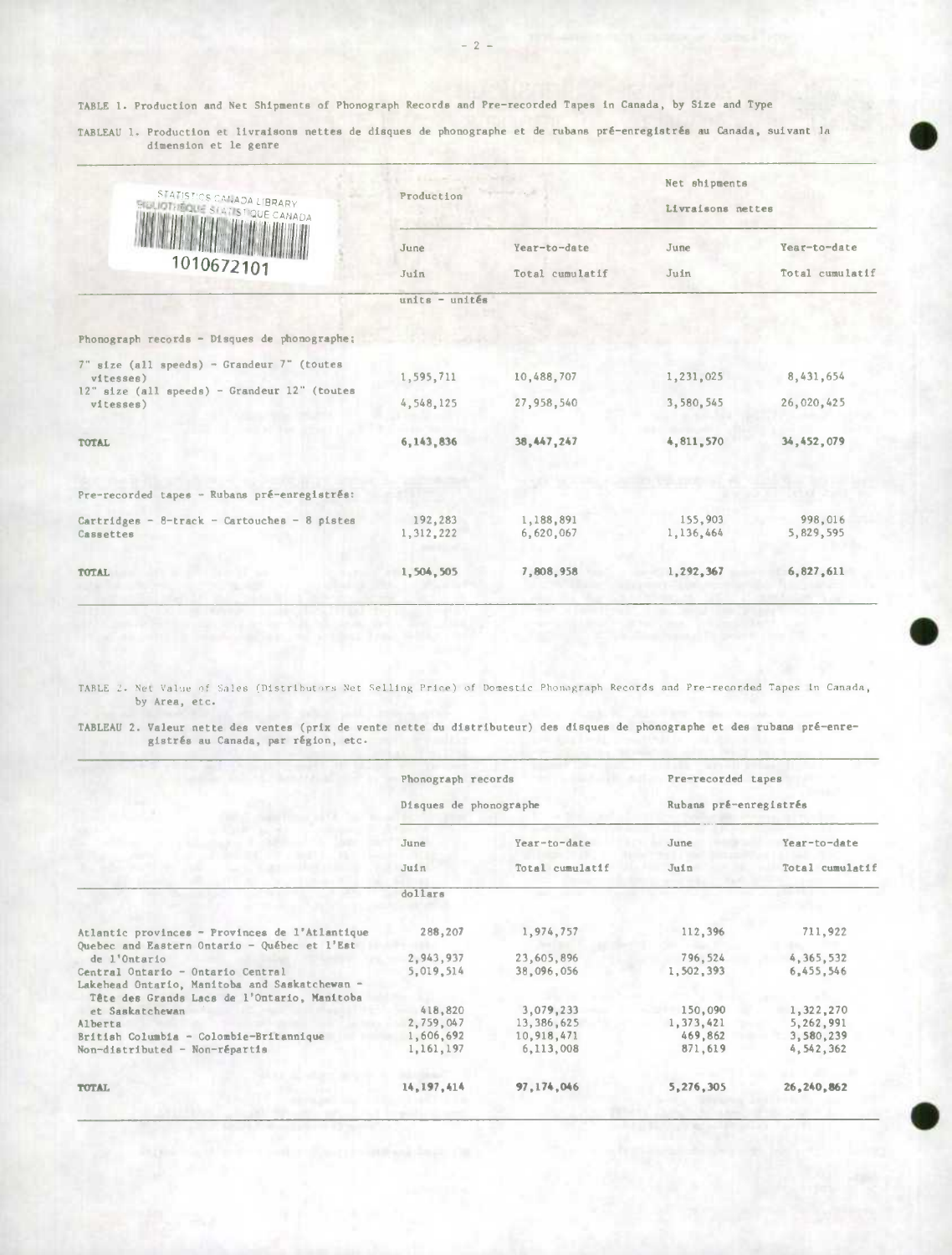TABLE 1. Production and Net Shipments of Phonograph Records and Pre-recorded Tapes in Canada, by Size and Type

TABLEAU 1. Production et livraisons nettes de disques de phonographe et de rubans pré-enregistrés au Canada, suivant la dimension et le genre

| | Production | | Net shipments Livraisons nettes | |
|---|---|---|---|---|
| | June Juin | Year-to-date Total cumulatif | June Juin | Year-to-date Total cumulatif |
| | units - unités | | | |
| Phonograph records - Disques de phonographe: | | | | |
| 7" size (all speeds) - Grandeur 7" (toutes vitesses) | 1,595,711 | 10,488,707 | 1,231,025 | 8,431,654 |
| 12" size (all speeds) - Grandeur 12" (toutes vitesses) | 4,548,125 | 27,958,540 | 3,580,545 | 26,020,425 |
| **TOTAL** | **6,143,836** | **38,447,247** | **4,811,570** | **34,452,079** |
| Pre-recorded tapes - Rubans pré-enregistrés: | | | | |
| Cartridges - 8-track - Cartouches - 8 pistes | 192,283 | 1,188,891 | 155,903 | 998,016 |
| Cassettes | 1,312,222 | 6,620,067 | 1,136,464 | 5,829,595 |
| **TOTAL** | **1,504,505** | **7,808,958** | **1,292,367** | **6,827,611** |

TABLE 2. Net Value of Sales (Distributors Net Selling Price) of Domestic Phonograph Records and Pre-recorded Tapes in Canada, by Area, etc.

TABLEAU 2. Valeur nette des ventes (prix de vente nette du distributeur) des disques de phonographe et des rubans pré-enregistrés au Canada, par région, etc.

| | Phonograph records Disques de phonographe | | Pre-recorded tapes Rubans pré-enregistrés | |
|---|---|---|---|---|
| | June Juin | Year-to-date Total cumulatif | June Juin | Year-to-date Total cumulatif |
| | dollars | | | |
| Atlantic provinces - Provinces de l'Atlantique | 288,207 | 1,974,757 | 112,396 | 711,922 |
| Quebec and Eastern Ontario - Québec et l'Est de l'Ontario | 2,943,937 | 23,605,896 | 796,524 | 4,365,532 |
| Central Ontario - Ontario Central | 5,019,514 | 38,096,056 | 1,502,393 | 6,455,546 |
| Lakehead Ontario, Manitoba and Saskatchewan - Tête des Grands Lacs de l'Ontario, Manitoba et Saskatchewan | 418,820 | 3,079,233 | 150,090 | 1,322,270 |
| Alberta | 2,759,047 | 13,386,625 | 1,373,421 | 5,262,991 |
| British Columbia - Colombie-Britannique | 1,606,692 | 10,918,471 | 469,862 | 3,580,239 |
| Non-distributed - Non-répartis | 1,161,197 | 6,113,008 | 871,619 | 4,542,362 |
| **TOTAL** | **14,197,414** | **97,174,046** | **5,276,305** | **26,240,862** |